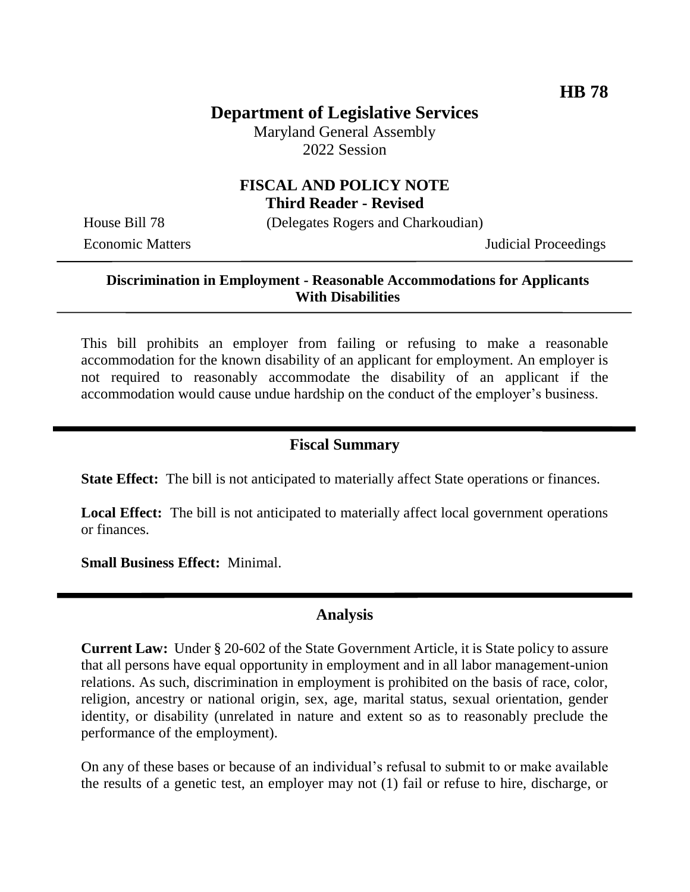**HB 78**

# Department of Legislative Services

Maryland General Assembly
2022 Session

## FISCAL AND POLICY NOTE
**Third Reader - Revised**

House Bill 78 (Delegates Rogers and Charkoudian)

Economic Matters Judicial Proceedings

---

**Discrimination in Employment - Reasonable Accommodations for Applicants With Disabilities**

---

This bill prohibits an employer from failing or refusing to make a reasonable accommodation for the known disability of an applicant for employment. An employer is not required to reasonably accommodate the disability of an applicant if the accommodation would cause undue hardship on the conduct of the employer's business.

---

## Fiscal Summary

**State Effect:** The bill is not anticipated to materially affect State operations or finances.

**Local Effect:** The bill is not anticipated to materially affect local government operations or finances.

**Small Business Effect:** Minimal.

---

## Analysis

**Current Law:** Under § 20-602 of the State Government Article, it is State policy to assure that all persons have equal opportunity in employment and in all labor management-union relations. As such, discrimination in employment is prohibited on the basis of race, color, religion, ancestry or national origin, sex, age, marital status, sexual orientation, gender identity, or disability (unrelated in nature and extent so as to reasonably preclude the performance of the employment).

On any of these bases or because of an individual's refusal to submit to or make available the results of a genetic test, an employer may not (1) fail or refuse to hire, discharge, or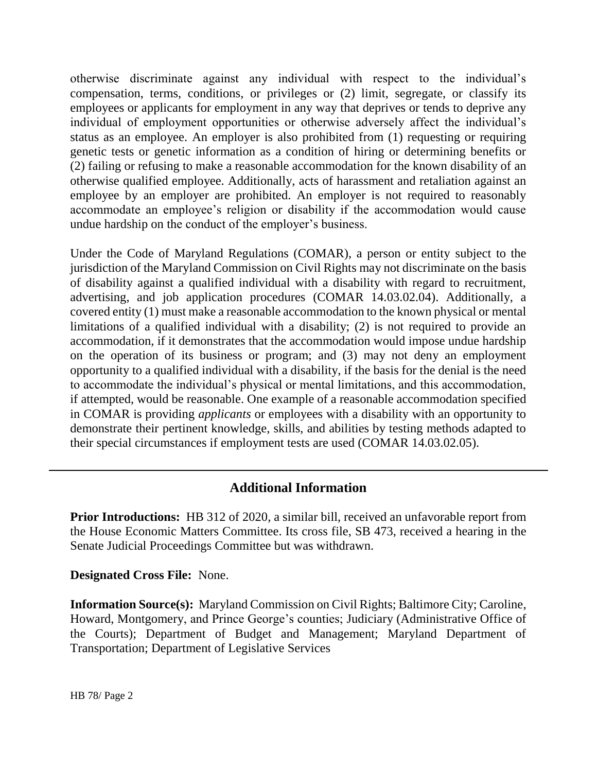otherwise discriminate against any individual with respect to the individual's compensation, terms, conditions, or privileges or (2) limit, segregate, or classify its employees or applicants for employment in any way that deprives or tends to deprive any individual of employment opportunities or otherwise adversely affect the individual's status as an employee. An employer is also prohibited from (1) requesting or requiring genetic tests or genetic information as a condition of hiring or determining benefits or (2) failing or refusing to make a reasonable accommodation for the known disability of an otherwise qualified employee. Additionally, acts of harassment and retaliation against an employee by an employer are prohibited. An employer is not required to reasonably accommodate an employee's religion or disability if the accommodation would cause undue hardship on the conduct of the employer's business.

Under the Code of Maryland Regulations (COMAR), a person or entity subject to the jurisdiction of the Maryland Commission on Civil Rights may not discriminate on the basis of disability against a qualified individual with a disability with regard to recruitment, advertising, and job application procedures (COMAR 14.03.02.04). Additionally, a covered entity (1) must make a reasonable accommodation to the known physical or mental limitations of a qualified individual with a disability; (2) is not required to provide an accommodation, if it demonstrates that the accommodation would impose undue hardship on the operation of its business or program; and (3) may not deny an employment opportunity to a qualified individual with a disability, if the basis for the denial is the need to accommodate the individual's physical or mental limitations, and this accommodation, if attempted, would be reasonable. One example of a reasonable accommodation specified in COMAR is providing *applicants* or employees with a disability with an opportunity to demonstrate their pertinent knowledge, skills, and abilities by testing methods adapted to their special circumstances if employment tests are used (COMAR 14.03.02.05).

## Additional Information

**Prior Introductions:** HB 312 of 2020, a similar bill, received an unfavorable report from the House Economic Matters Committee. Its cross file, SB 473, received a hearing in the Senate Judicial Proceedings Committee but was withdrawn.

**Designated Cross File:** None.

**Information Source(s):** Maryland Commission on Civil Rights; Baltimore City; Caroline, Howard, Montgomery, and Prince George's counties; Judiciary (Administrative Office of the Courts); Department of Budget and Management; Maryland Department of Transportation; Department of Legislative Services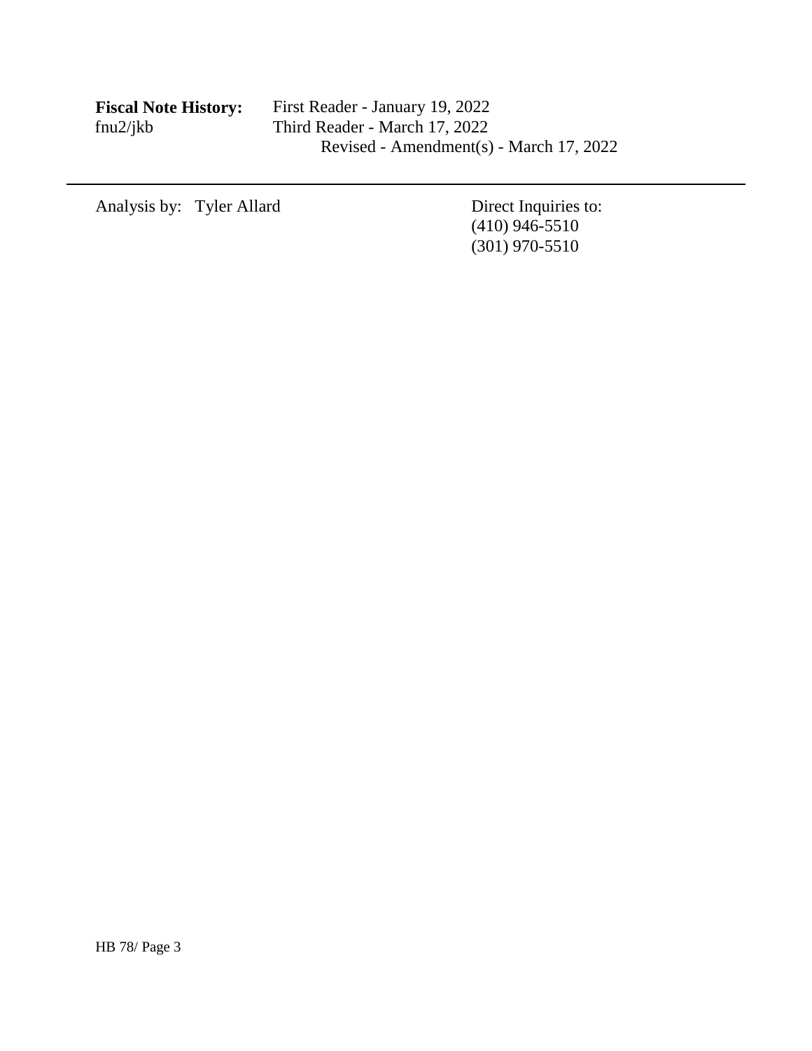**Fiscal Note History:** First Reader - January 19, 2022
fnu2/jkb Third Reader - March 17, 2022
Revised - Amendment(s) - March 17, 2022

---

Analysis by: Tyler Allard

Direct Inquiries to:
(410) 946-5510
(301) 970-5510